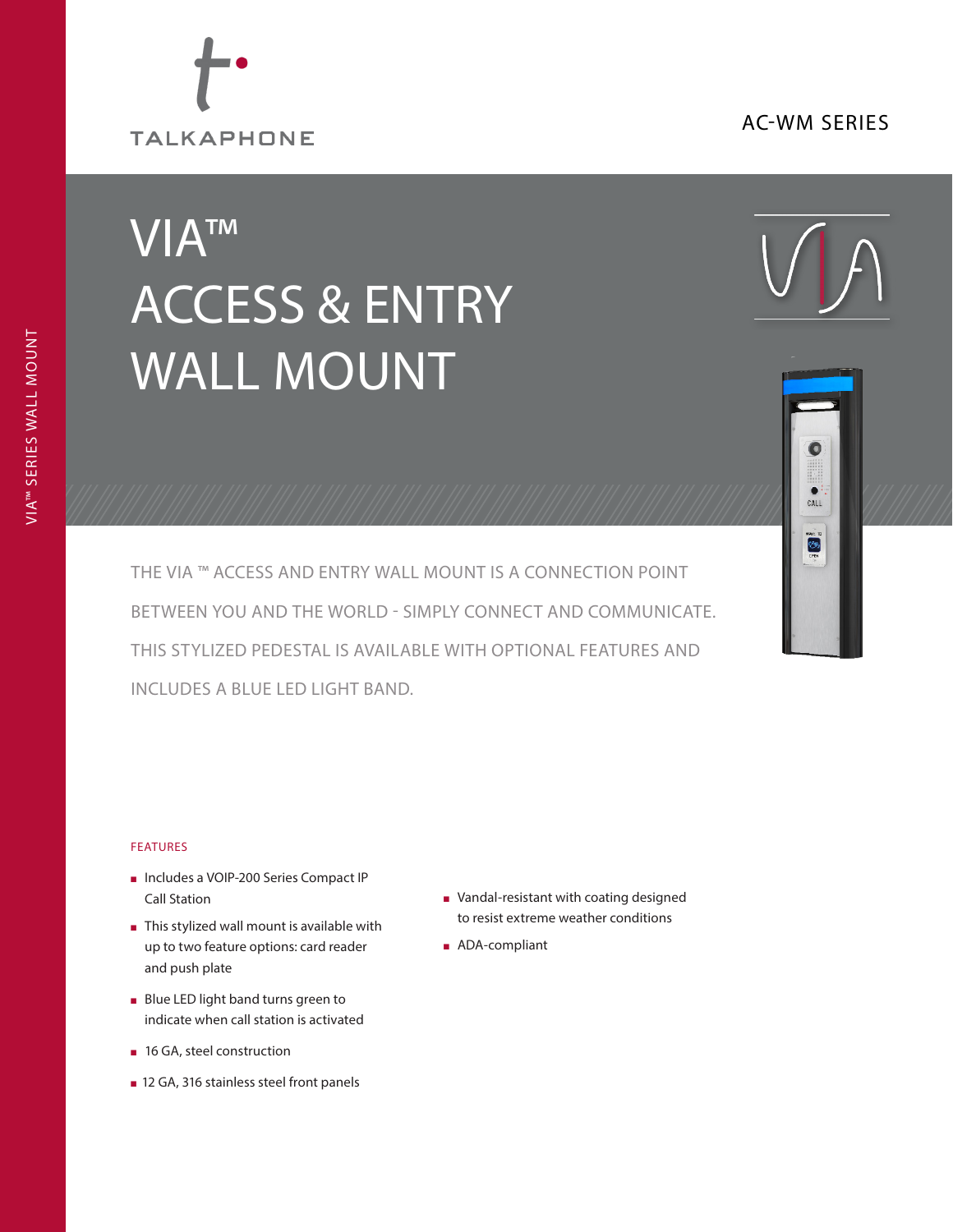TALKAPHONE

AC-WM SERIES

# VIA™ ACCESS & ENTRY WALL MOUNT

THE VIA ™ ACCESS AND ENTRY WALL MOUNT IS A CONNECTION POINT BETWEEN YOU AND THE WORLD - SIMPLY CONNECT AND COMMUNICATE. THIS STYLIZED PEDESTAL IS AVAILABLE WITH OPTIONAL FEATURES AND INCLUDES A BLUE LED LIGHT BAND.

## FEATURES

- Includes a VOIP-200 Series Compact IP Call Station
- This stylized wall mount is available with up to two feature options: card reader and push plate
- Blue LED light band turns green to indicate when call station is activated
- 16 GA, steel construction
- 12 GA, 316 stainless steel front panels
- Vandal-resistant with coating designed to resist extreme weather conditions
- ADA-compliant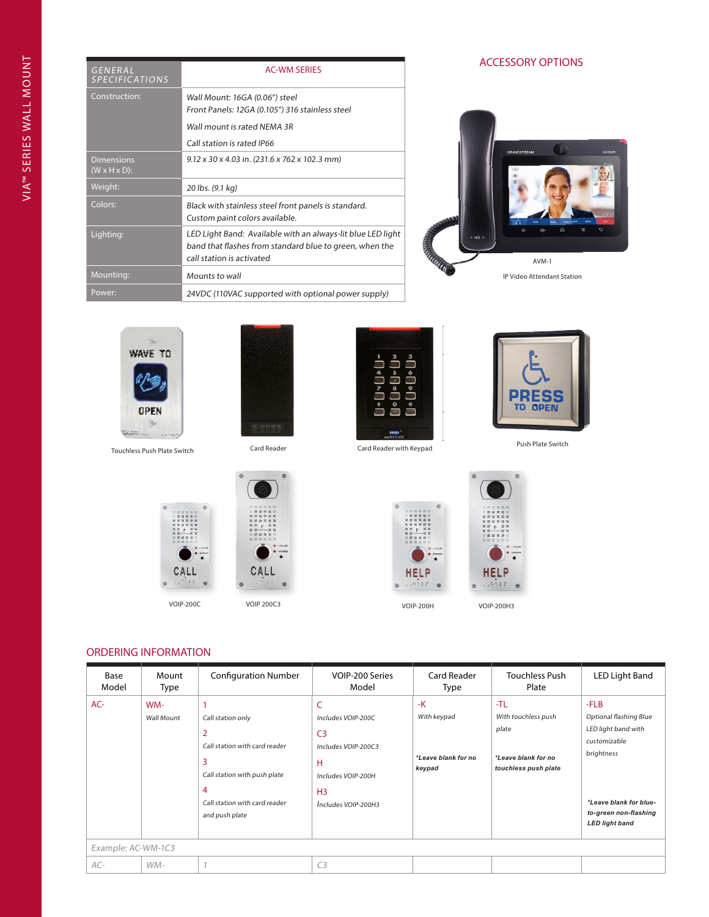| GENERAL SPECIFICATIONS | AC-WM SERIES |
|---|---|
| Construction: | *Wall Mount: 16GA (0.06") steel*<br>*Front Panels: 12GA (0.105") 316 stainless steel*<br>*Wall mount is rated NEMA 3R*<br>*Call station is rated IP66* |
| Dimensions (W x H x D): | *9.12 x 30 x 4.03 in. (231.6 x 762 x 102.3 mm)* |
| Weight: | *20 lbs. (9.1 kg)* |
| Colors: | *Black with stainless steel front panels is standard. Custom paint colors available.* |
| Lighting: | *LED Light Band: Available with an always-lit blue LED light band that flashes from standard blue to green, when the call station is activated* |
| Mounting: | *Mounts to wall* |
| Power: | *24VDC (110VAC supported with optional power supply)* |

## ACCESSORY OPTIONS

AVM-1

IP Video Attendant Station

Touchless Push Plate Switch

Card Reader

Card Reader with Keypad

Push Plate Switch

VOIP-200C

VOIP 200C3

VOIP-200H

VOIP-200H3

## ORDERING INFORMATION

| Base Model | Mount Type | Configuration Number | VOIP-200 Series Model | Card Reader Type | Touchless Push Plate | LED Light Band |
|---|---|---|---|---|---|---|
| AC- | WM-<br>*Wall Mount* | 1<br>*Call station only*<br>2<br>*Call station with card reader*<br>3<br>*Call station with push plate*<br>4<br>*Call station with card reader and push plate* | C<br>*Includes VOIP-200C*<br>C3<br>*Includes VOIP-200C3*<br>H<br>*Includes VOIP-200H*<br>H3<br>*Includes VOIP-200H3* | -K<br>*With keypad*<br>***Leave blank for no keypad*** | -TL<br>*With touchless push plate*<br>***Leave blank for no touchless push plate*** | -FLB<br>*Optional flashing Blue LED light band with customizable brightness*<br>***Leave blank for blue-to-green non-flashing LED light band*** |
| *Example: AC-WM-1C3* | | | | | | |
| *AC-* | *WM-* | *1* | *C3* | | | |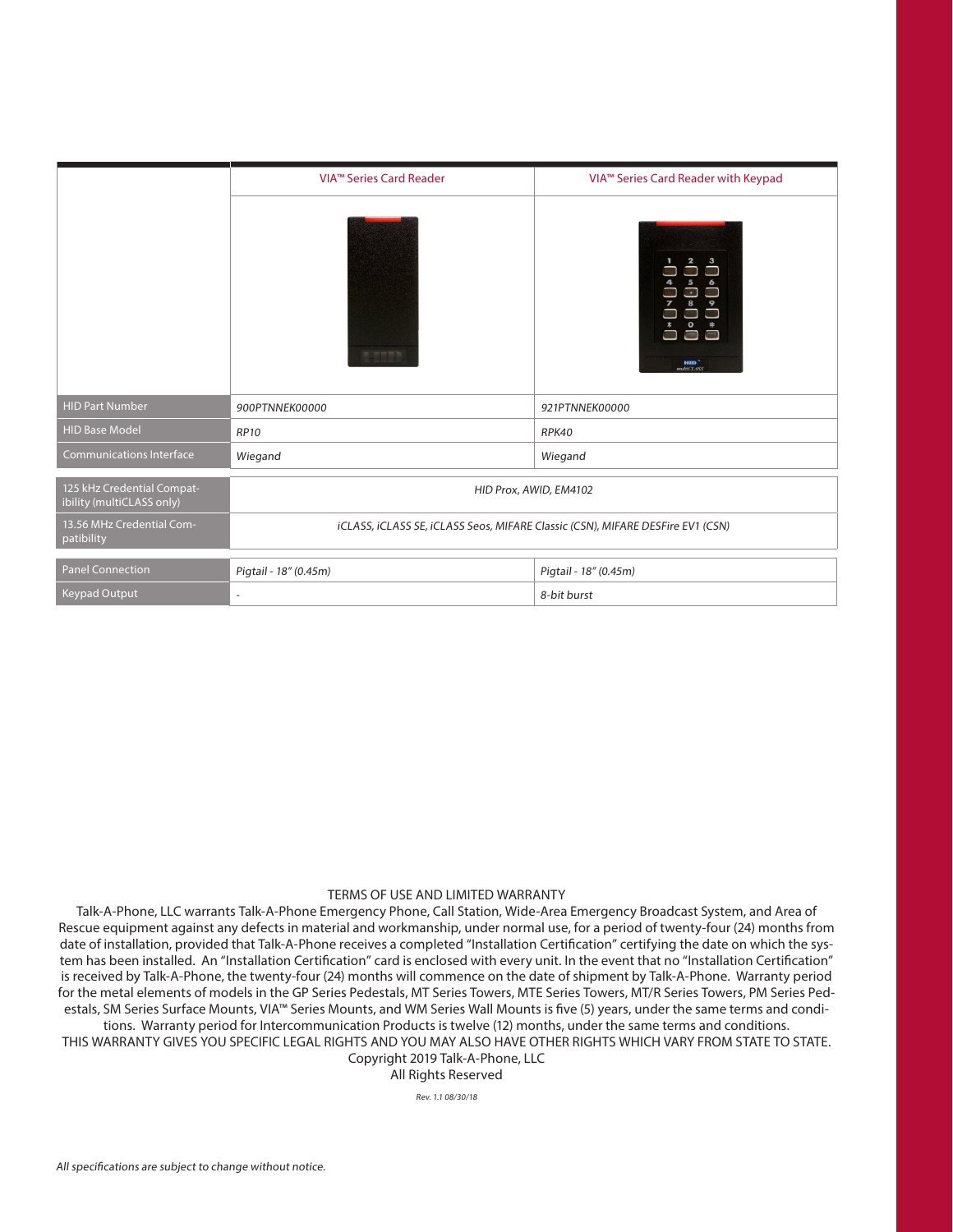| | VIA™ Series Card Reader | VIA™ Series Card Reader with Keypad |
|---|---|---|
| HID Part Number | *900PTNNEK00000* | *921PTNNEK00000* |
| HID Base Model | *RP10* | *RPK40* |
| Communications Interface | *Wiegand* | *Wiegand* |
| 125 kHz Credential Compatibility (multiCLASS only) | *HID Prox, AWID, EM4102* | |
| 13.56 MHz Credential Compatibility | *iCLASS, iCLASS SE, iCLASS Seos, MIFARE Classic (CSN), MIFARE DESFire EV1 (CSN)* | |
| Panel Connection | *Pigtail - 18" (0.45m)* | *Pigtail - 18" (0.45m)* |
| Keypad Output | - | *8-bit burst* |

TERMS OF USE AND LIMITED WARRANTY

Talk-A-Phone, LLC warrants Talk-A-Phone Emergency Phone, Call Station, Wide-Area Emergency Broadcast System, and Area of Rescue equipment against any defects in material and workmanship, under normal use, for a period of twenty-four (24) months from date of installation, provided that Talk-A-Phone receives a completed "Installation Certification" certifying the date on which the system has been installed. An "Installation Certification" card is enclosed with every unit. In the event that no "Installation Certification" is received by Talk-A-Phone, the twenty-four (24) months will commence on the date of shipment by Talk-A-Phone. Warranty period for the metal elements of models in the GP Series Pedestals, MT Series Towers, MTE Series Towers, MT/R Series Towers, PM Series Pedestals, SM Series Surface Mounts, VIA™ Series Mounts, and WM Series Wall Mounts is five (5) years, under the same terms and conditions. Warranty period for Intercommunication Products is twelve (12) months, under the same terms and conditions.
THIS WARRANTY GIVES YOU SPECIFIC LEGAL RIGHTS AND YOU MAY ALSO HAVE OTHER RIGHTS WHICH VARY FROM STATE TO STATE.
Copyright 2019 Talk-A-Phone, LLC
All Rights Reserved

*Rev. 1.1 08/30/18*

*All specifications are subject to change without notice.*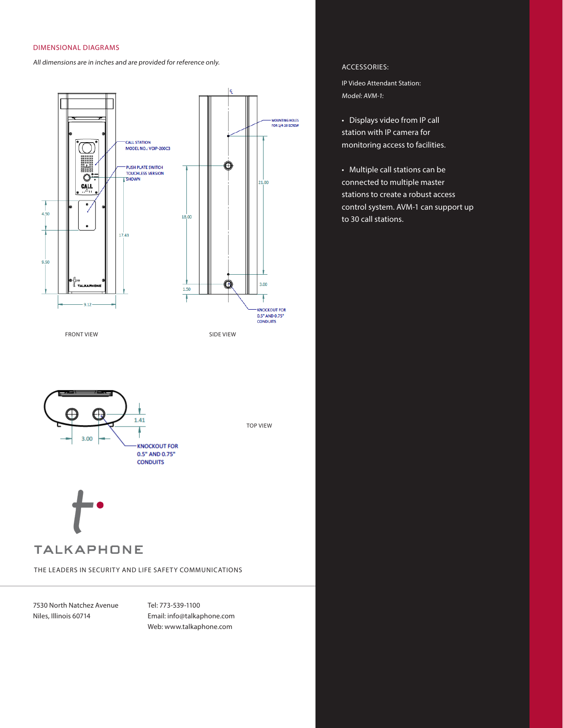## DIMENSIONAL DIAGRAMS

*All dimensions are in inches and are provided for reference only.*

CALL STATION
MODEL NO.: VOIP-200C3

PUSH PLATE SWITCH
TOUCHLESS VERSION
SHOWN

4.50

9.50

17.43

9.12

FRONT VIEW

MOUNTING HOLES
FOR 1/4-20 SCREW

18.00

21.00

3.00

1.50

KNOCKOUT FOR
0.5" AND 0.75"
CONDUITS

SIDE VIEW

1.41

3.00

KNOCKOUT FOR
0.5" AND 0.75"
CONDUITS

TOP VIEW

TALKAPHONE

THE LEADERS IN SECURITY AND LIFE SAFETY COMMUNICATIONS

7530 North Natchez Avenue
Niles, Illinois 60714

Tel: 773-539-1100
Email: info@talkaphone.com
Web: www.talkaphone.com

ACCESSORIES:

IP Video Attendant Station:
*Model: AVM-1:*

- Displays video from IP call station with IP camera for monitoring access to facilities.
- Multiple call stations can be connected to multiple master stations to create a robust access control system. AVM-1 can support up to 30 call stations.